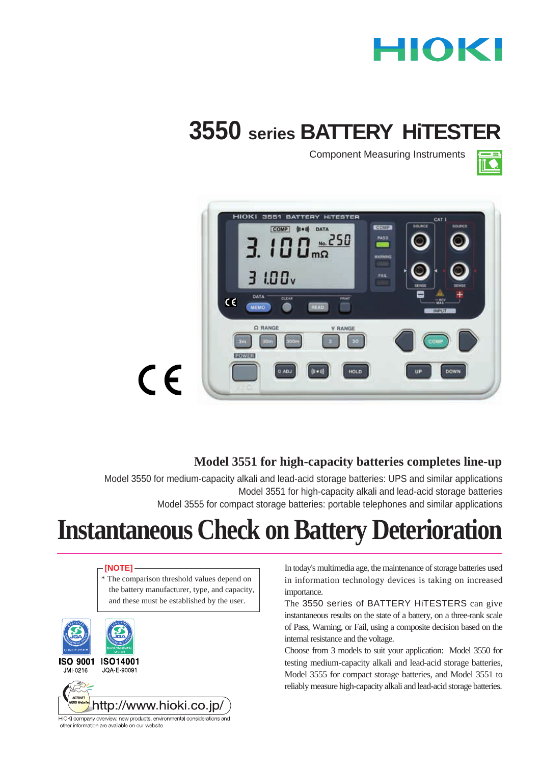HIOKI

# 3550 series BATTERY HiTESTER

Component Measuring Instruments

## Model 3551 for high-capacity batteries completes line-up

Model 3550 for medium-capacity alkali and lead-acid storage batteries: UPS and similar applications
Model 3551 for high-capacity alkali and lead-acid storage batteries
Model 3555 for compact storage batteries: portable telephones and similar applications

# Instantaneous Check on Battery Deterioration

**[NOTE]**
* The comparison threshold values depend on the battery manufacturer, type, and capacity, and these must be established by the user.

ISO 9001 JMI-0216
ISO14001 JQA-E-90091

http://www.hioki.co.jp/

HIOKI company overview, new products, environmental considerations and other information are available on our website.

In today's multimedia age, the maintenance of storage batteries used in information technology devices is taking on increased importance.

The 3550 series of BATTERY HiTESTERS can give instantaneous results on the state of a battery, on a three-rank scale of Pass, Warning, or Fail, using a composite decision based on the internal resistance and the voltage.

Choose from 3 models to suit your application: Model 3550 for testing medium-capacity alkali and lead-acid storage batteries, Model 3555 for compact storage batteries, and Model 3551 to reliably measure high-capacity alkali and lead-acid storage batteries.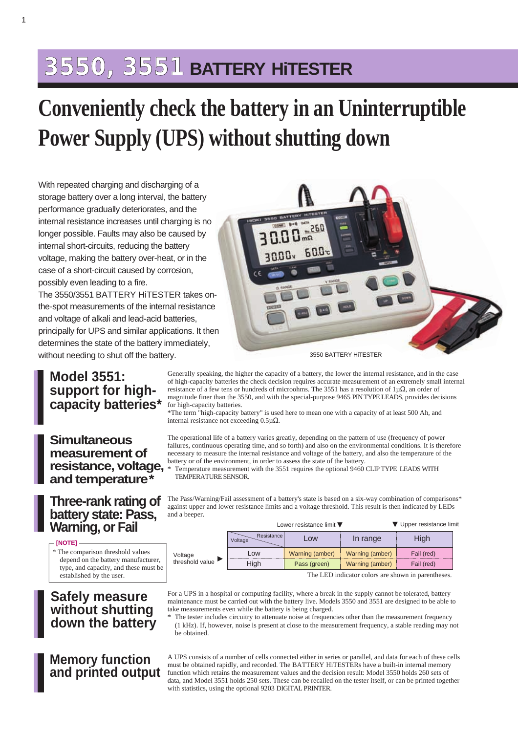# 3550, 3551 BATTERY HiTESTER

## Conveniently check the battery in an Uninterruptible Power Supply (UPS) without shutting down

With repeated charging and discharging of a storage battery over a long interval, the battery performance gradually deteriorates, and the internal resistance increases until charging is no longer possible. Faults may also be caused by internal short-circuits, reducing the battery voltage, making the battery over-heat, or in the case of a short-circuit caused by corrosion, possibly even leading to a fire.

The 3550/3551 BATTERY HiTESTER takes on-the-spot measurements of the internal resistance and voltage of alkali and lead-acid batteries, principally for UPS and similar applications. It then determines the state of the battery immediately, without needing to shut off the battery.

3550 BATTERY HiTESTER

### Model 3551: support for high-capacity batteries*

Generally speaking, the higher the capacity of a battery, the lower the internal resistance, and in the case of high-capacity batteries the check decision requires accurate measurement of an extremely small internal resistance of a few tens or hundreds of microohms. The 3551 has a resolution of 1μΩ, an order of magnitude finer than the 3550, and with the special-purpose 9465 PIN TYPE LEADS, provides decisions for high-capacity batteries.

*The term "high-capacity battery" is used here to mean one with a capacity of at least 500 Ah, and internal resistance not exceeding 0.5μΩ.

### Simultaneous measurement of resistance, voltage, and temperature*

The operational life of a battery varies greatly, depending on the pattern of use (frequency of power failures, continuous operating time, and so forth) and also on the environmental conditions. It is therefore necessary to measure the internal resistance and voltage of the battery, and likewise the temperature of the battery or of the environment, in order to assess the state of the battery.

* Temperature measurement with the 3551 requires the optional 9460 CLIP TYPE LEADS WITH TEMPERATURE SENSOR.

### Three-rank rating of battery state: Pass, Warning, or Fail

The Pass/Warning/Fail assessment of a battery's state is based on a six-way combination of comparisons* against upper and lower resistance limits and a voltage threshold. This result is then indicated by LEDs and a beeper.

**[NOTE]**
* The comparison threshold values depend on the battery manufacturer, type, and capacity, and these must be established by the user.

Lower resistance limit ▼ ; ▼ Upper resistance limit

| Voltage threshold value \ Resistance | Low | In range | High |
|---|---|---|---|
| Low | Warning (amber) | Warning (amber) | Fail (red) |
| High | Pass (green) | Warning (amber) | Fail (red) |

The LED indicator colors are shown in parentheses.

### Safely measure without shutting down the battery

For a UPS in a hospital or computing facility, where a break in the supply cannot be tolerated, battery maintenance must be carried out with the battery live. Models 3550 and 3551 are designed to be able to take measurements even while the battery is being charged.

* The tester includes circuitry to attenuate noise at frequencies other than the measurement frequency (1 kHz). If, however, noise is present at close to the measurement frequency, a stable reading may not be obtained.

### Memory function and printed output

A UPS consists of a number of cells connected either in series or parallel, and data for each of these cells must be obtained rapidly, and recorded. The BATTERY HiTESTERs have a built-in internal memory function which retains the measurement values and the decision result: Model 3550 holds 260 sets of data, and Model 3551 holds 250 sets. These can be recalled on the tester itself, or can be printed together with statistics, using the optional 9203 DIGITAL PRINTER.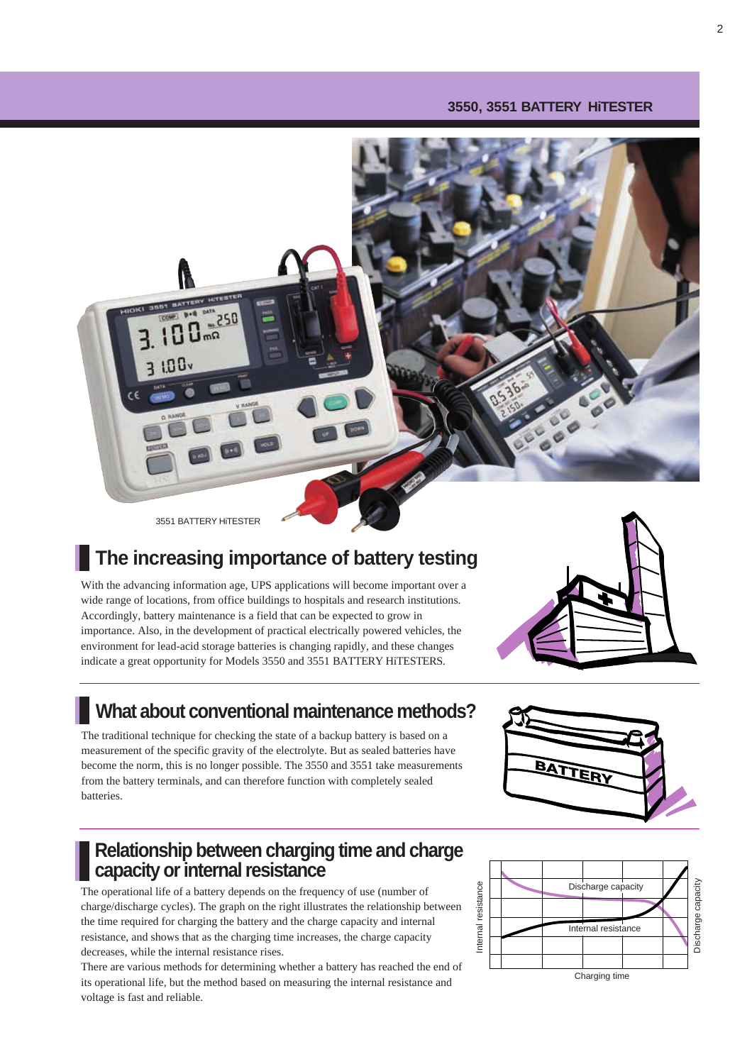3551 BATTERY HiTESTER

## The increasing importance of battery testing

With the advancing information age, UPS applications will become important over a wide range of locations, from office buildings to hospitals and research institutions. Accordingly, battery maintenance is a field that can be expected to grow in importance. Also, in the development of practical electrically powered vehicles, the environment for lead-acid storage batteries is changing rapidly, and these changes indicate a great opportunity for Models 3550 and 3551 BATTERY HiTESTERS.

## What about conventional maintenance methods?

The traditional technique for checking the state of a backup battery is based on a measurement of the specific gravity of the electrolyte. But as sealed batteries have become the norm, this is no longer possible. The 3550 and 3551 take measurements from the battery terminals, and can therefore function with completely sealed batteries.

## Relationship between charging time and charge capacity or internal resistance

The operational life of a battery depends on the frequency of use (number of charge/discharge cycles). The graph on the right illustrates the relationship between the time required for charging the battery and the charge capacity and internal resistance, and shows that as the charging time increases, the charge capacity decreases, while the internal resistance rises.

There are various methods for determining whether a battery has reached the end of its operational life, but the method based on measuring the internal resistance and voltage is fast and reliable.

Internal resistance / Discharge capacity / Internal resistance / Discharge capacity / Charging time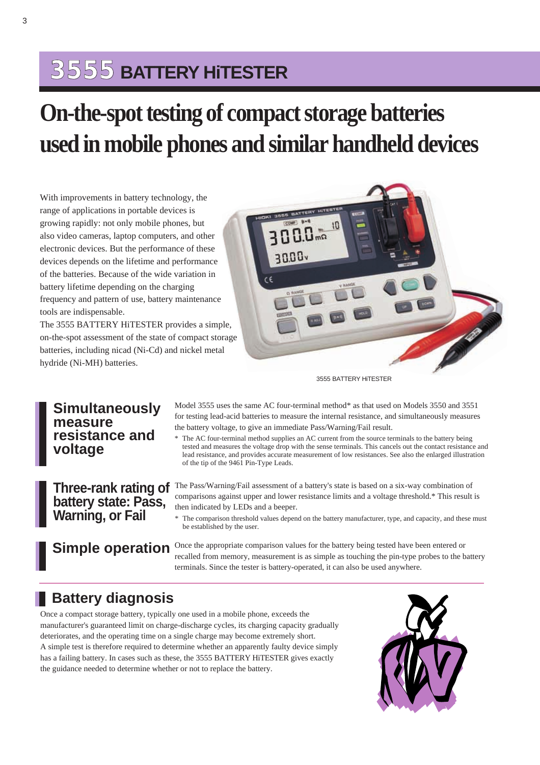# 3555 BATTERY HiTESTER

## On-the-spot testing of compact storage batteries used in mobile phones and similar handheld devices

With improvements in battery technology, the range of applications in portable devices is growing rapidly: not only mobile phones, but also video cameras, laptop computers, and other electronic devices. But the performance of these devices depends on the lifetime and performance of the batteries. Because of the wide variation in battery lifetime depending on the charging frequency and pattern of use, battery maintenance tools are indispensable.

The 3555 BATTERY HiTESTER provides a simple, on-the-spot assessment of the state of compact storage batteries, including nicad (Ni-Cd) and nickel metal hydride (Ni-MH) batteries.

3555 BATTERY HiTESTER

### Simultaneously measure resistance and voltage

Model 3555 uses the same AC four-terminal method* as that used on Models 3550 and 3551 for testing lead-acid batteries to measure the internal resistance, and simultaneously measures the battery voltage, to give an immediate Pass/Warning/Fail result.

\* The AC four-terminal method supplies an AC current from the source terminals to the battery being tested and measures the voltage drop with the sense terminals. This cancels out the contact resistance and lead resistance, and provides accurate measurement of low resistances. See also the enlarged illustration of the tip of the 9461 Pin-Type Leads.

### Three-rank rating of battery state: Pass, Warning, or Fail

The Pass/Warning/Fail assessment of a battery's state is based on a six-way combination of comparisons against upper and lower resistance limits and a voltage threshold.* This result is then indicated by LEDs and a beeper.

\* The comparison threshold values depend on the battery manufacturer, type, and capacity, and these must be established by the user.

### Simple operation

Once the appropriate comparison values for the battery being tested have been entered or recalled from memory, measurement is as simple as touching the pin-type probes to the battery terminals. Since the tester is battery-operated, it can also be used anywhere.

### Battery diagnosis

Once a compact storage battery, typically one used in a mobile phone, exceeds the manufacturer's guaranteed limit on charge-discharge cycles, its charging capacity gradually deteriorates, and the operating time on a single charge may become extremely short.

A simple test is therefore required to determine whether an apparently faulty device simply has a failing battery. In cases such as these, the 3555 BATTERY HiTESTER gives exactly the guidance needed to determine whether or not to replace the battery.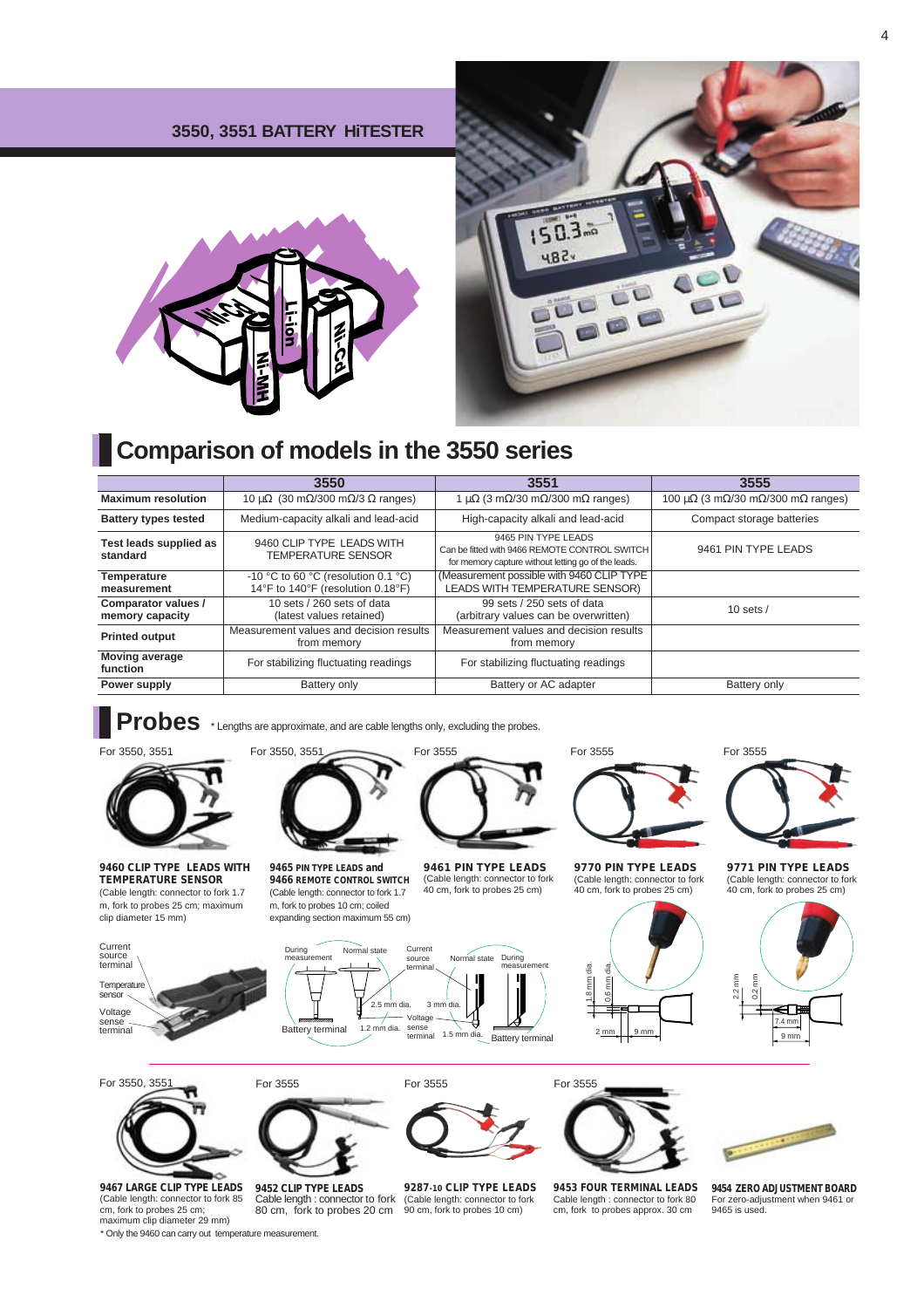## 3550, 3551 BATTERY HiTESTER

# Comparison of models in the 3550 series

| | 3550 | 3551 | 3555 |
|---|---|---|---|
| **Maximum resolution** | 10 µΩ (30 mΩ/300 mΩ/3 Ω ranges) | 1 µΩ (3 mΩ/30 mΩ/300 mΩ ranges) | 100 µΩ (3 mΩ/30 mΩ/300 mΩ ranges) |
| **Battery types tested** | Medium-capacity alkali and lead-acid | High-capacity alkali and lead-acid | Compact storage batteries |
| **Test leads supplied as standard** | 9460 CLIP TYPE LEADS WITH TEMPERATURE SENSOR | 9465 PIN TYPE LEADS Can be fitted with 9466 REMOTE CONTROL SWITCH for memory capture without letting go of the leads. | 9461 PIN TYPE LEADS |
| **Temperature measurement** | -10 °C to 60 °C (resolution 0.1 °C) 14°F to 140°F (resolution 0.18°F) | (Measurement possible with 9460 CLIP TYPE LEADS WITH TEMPERATURE SENSOR) | |
| **Comparator values / memory capacity** | 10 sets / 260 sets of data (latest values retained) | 99 sets / 250 sets of data (arbitrary values can be overwritten) | 10 sets / |
| **Printed output** | Measurement values and decision results from memory | Measurement values and decision results from memory | |
| **Moving average function** | For stabilizing fluctuating readings | For stabilizing fluctuating readings | |
| **Power supply** | Battery only | Battery or AC adapter | Battery only |

# Probes

\* Lengths are approximate, and are cable lengths only, excluding the probes.

For 3550, 3551

**9460 CLIP TYPE LEADS WITH TEMPERATURE SENSOR**
(Cable length: connector to fork 1.7 m, fork to probes 25 cm; maximum clip diameter 15 mm)

Current source terminal, Temperature sensor, Voltage sense terminal

For 3550, 3551

**9465 PIN TYPE LEADS and 9466 REMOTE CONTROL SWITCH**
(Cable length: connector to fork 1.7 m, fork to probes 10 cm; coiled expanding section maximum 55 cm)

During measurement, Normal state, Battery terminal, 2.5 mm dia., 1.2 mm dia., Current source terminal, Normal state, During measurement, 3 mm dia., Voltage sense terminal, 1.5 mm dia., Battery terminal

For 3555

**9461 PIN TYPE LEADS**
(Cable length: connector to fork 40 cm, fork to probes 25 cm)

For 3555

**9770 PIN TYPE LEADS**
(Cable length: connector to fork 40 cm, fork to probes 25 cm)

1.8 mm dia., 0.6 mm dia., 2 mm, 9 mm

For 3555

**9771 PIN TYPE LEADS**
(Cable length: connector to fork 40 cm, fork to probes 25 cm)

2.2 mm, 0.2 mm, 7.4 mm, 9 mm

For 3550, 3551

**9467 LARGE CLIP TYPE LEADS**
(Cable length: connector to fork 85 cm, fork to probes 25 cm; maximum clip diameter 29 mm)

For 3555

**9452 CLIP TYPE LEADS**
Cable length : connector to fork 80 cm, fork to probes 20 cm

For 3555

**9287-10 CLIP TYPE LEADS**
(Cable length: connector to fork 90 cm, fork to probes 10 cm)

For 3555

**9453 FOUR TERMINAL LEADS**
Cable length : connector to fork 80 cm, fork to probes approx. 30 cm

**9454 ZERO ADJUSTMENT BOARD**
For zero-adjustment when 9461 or 9465 is used.

\* Only the 9460 can carry out temperature measurement.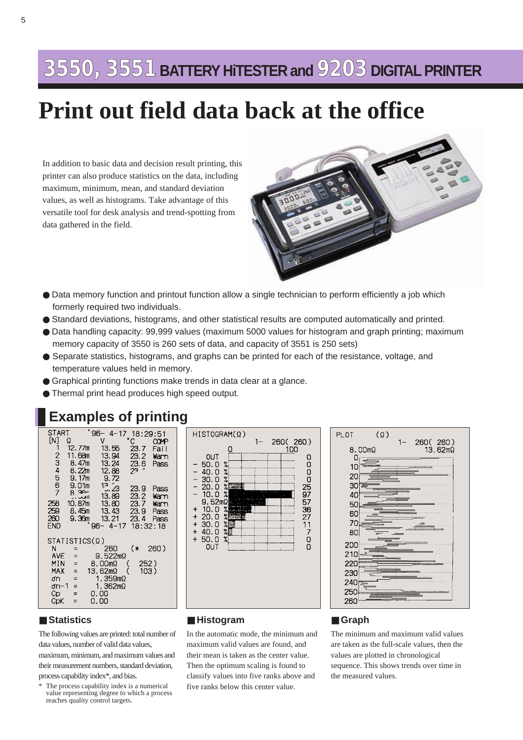# 3550, 3551 BATTERY HiTESTER and 9203 DIGITAL PRINTER

# Print out field data back at the office

In addition to basic data and decision result printing, this printer can also produce statistics on the data, including maximum, minimum, mean, and standard deviation values, as well as histograms. Take advantage of this versatile tool for desk analysis and trend-spotting from data gathered in the field.

- Data memory function and printout function allow a single technician to perform efficiently a job which formerly required two individuals.
- Standard deviations, histograms, and other statistical results are computed automatically and printed.
- Data handling capacity: 99,999 values (maximum 5000 values for histogram and graph printing; maximum memory capacity of 3550 is 260 sets of data, and capacity of 3551 is 250 sets)
- Separate statistics, histograms, and graphs can be printed for each of the resistance, voltage, and temperature values held in memory.
- Graphical printing functions make trends in data clear at a glance.
- Thermal print head produces high speed output.

## Examples of printing

### Statistics

The following values are printed: total number of data values, number of valid data values, maximum, minimum, and maximum values and their measurement numbers, standard deviation, process capability index*, and bias.

\* The process capability index is a numerical value representing degree to which a process reaches quality control targets.

### Histogram

In the automatic mode, the minimum and maximum valid values are found, and their mean is taken as the center value. Then the optimum scaling is found to classify values into five ranks above and five ranks below this center value.

### Graph

The minimum and maximum valid values are taken as the full-scale values, then the values are plotted in chronological sequence. This shows trends over time in the measured values.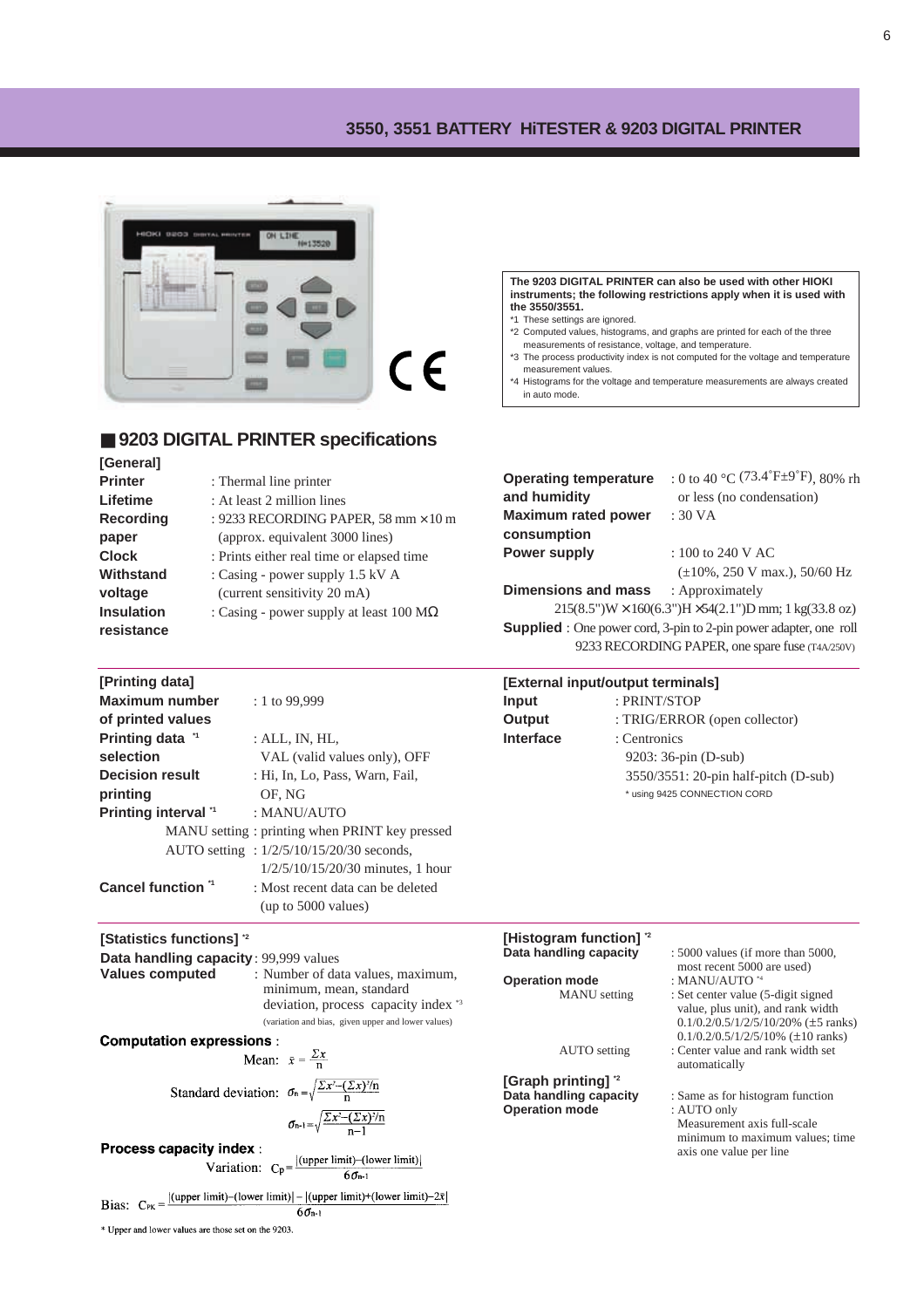## 3550, 3551 BATTERY HiTESTER & 9203 DIGITAL PRINTER

**The 9203 DIGITAL PRINTER can also be used with other HIOKI instruments; the following restrictions apply when it is used with the 3550/3551.**

*1 These settings are ignored.
*2 Computed values, histograms, and graphs are printed for each of the three measurements of resistance, voltage, and temperature.
*3 The process productivity index is not computed for the voltage and temperature measurement values.
*4 Histograms for the voltage and temperature measurements are always created in auto mode.

## ■ 9203 DIGITAL PRINTER specifications

### [General]

**Printer** : Thermal line printer
**Lifetime** : At least 2 million lines
**Recording paper** : 9233 RECORDING PAPER, 58 mm × 10 m (approx. equivalent 3000 lines)
**Clock** : Prints either real time or elapsed time
**Withstand voltage** : Casing - power supply 1.5 kV A (current sensitivity 20 mA)
**Insulation resistance** : Casing - power supply at least 100 MΩ
**Operating temperature and humidity** : 0 to 40 °C (73.4°F±9°F), 80% rh or less (no condensation)
**Maximum rated power consumption** : 30 VA
**Power supply** : 100 to 240 V AC (±10%, 250 V max.), 50/60 Hz
**Dimensions and mass** : Approximately 215(8.5")W × 160(6.3")H × 54(2.1")D mm; 1 kg(33.8 oz)
**Supplied** : One power cord, 3-pin to 2-pin power adapter, one roll 9233 RECORDING PAPER, one spare fuse (T4A/250V)

### [Printing data]

**Maximum number of printed values** : 1 to 99,999
**Printing data selection** *1 : ALL, IN, HL, VAL (valid values only), OFF
**Decision result printing** : Hi, In, Lo, Pass, Warn, Fail, OF, NG
**Printing interval** *1 : MANU/AUTO
MANU setting : printing when PRINT key pressed
AUTO setting : 1/2/5/10/15/20/30 seconds, 1/2/5/10/15/20/30 minutes, 1 hour
**Cancel function** *1 : Most recent data can be deleted (up to 5000 values)

### [External input/output terminals]

**Input** : PRINT/STOP
**Output** : TRIG/ERROR (open collector)
**Interface** : Centronics
9203: 36-pin (D-sub)
3550/3551: 20-pin half-pitch (D-sub)
* using 9425 CONNECTION CORD

### [Statistics functions] *2

**Data handling capacity** : 99,999 values
**Values computed** : Number of data values, maximum, minimum, mean, standard deviation, process capacity index *3
(variation and bias, given upper and lower values)

**Computation expressions** :

Mean: $\bar{x} = \frac{\Sigma x}{n}$

Standard deviation: $\sigma_n = \sqrt{\frac{\Sigma x^2 - (\Sigma x)^2/n}{n}}$

$\sigma_{n-1} = \sqrt{\frac{\Sigma x^2 - (\Sigma x)^2/n}{n-1}}$

**Process capacity index** :

Variation: $C_p = \frac{|\text{(upper limit)} - \text{(lower limit)}|}{6\sigma_{n-1}}$

Bias: $C_{PK} = \frac{|\text{(upper limit)} - \text{(lower limit)}| - |\text{(upper limit)} + \text{(lower limit)} - 2\bar{x}|}{6\sigma_{n-1}}$

* Upper and lower values are those set on the 9203.

### [Histogram function] *2

**Data handling capacity** : 5000 values (if more than 5000, most recent 5000 are used)
**Operation mode** : MANU/AUTO *4
MANU setting : Set center value (5-digit signed value, plus unit), and rank width 0.1/0.2/0.5/1/2/5/10/20% (±5 ranks) 0.1/0.2/0.5/1/2/5/10% (±10 ranks)
AUTO setting : Center value and rank width set automatically

### [Graph printing] *2

**Data handling capacity** : Same as for histogram function
**Operation mode** : AUTO only
Measurement axis full-scale minimum to maximum values; time axis one value per line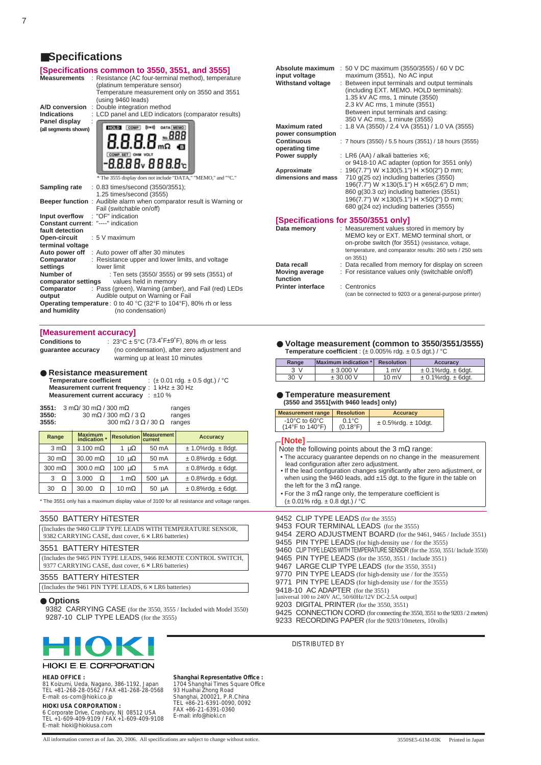# ■Specifications

## [Specifications common to 3550, 3551, and 3555]

**Measurements** : Resistance (AC four-terminal method), temperature (platinum temperature sensor)
Temperature measurement only on 3550 and 3551 (using 9460 leads)

**A/D conversion** : Double integration method

**Indications** : LCD panel and LED indicators (comparator results)

**Panel display (all segments shown)** :

HOLD COMP DATA MEMO 8.8.8.8 No.888 mΩ COMP.SET OHM VOLT -8.8.8.8 V 888.8 °C

* The 3555 display does not include "DATA," "MEMO," and "°C."

**Sampling rate** : 0.83 times/second (3550/3551); 1.25 times/second (3555)

**Beeper function** : Audible alarm when comparator result is Warning or Fail (switchable on/off)

**Input overflow** : "OF" indication

**Constant current fault detection** : "----" indication

**Open-circuit terminal voltage** : 5 V maximum

**Auto power off** : Auto power off after 30 minutes

**Comparator settings** : Resistance upper and lower limits, and voltage lower limit

**Number of comparator settings** : Ten sets (3550/ 3555) or 99 sets (3551) of values held in memory

**Comparator output** : Pass (green), Warning (amber), and Fail (red) LEDs
Audible output on Warning or Fail

**Operating temperature and humidity** : 0 to 40 °C (32°F to 104°F), 80% rh or less (no condensation)

**Absolute maximum input voltage** : 50 V DC maximum (3550/3555) / 60 V DC maximum (3551), No AC input

**Withstand voltage** : Between input terminals and output terminals (including EXT. MEMO. HOLD terminals):
1.35 kV AC rms, 1 minute (3550)
2.3 kV AC rms, 1 minute (3551)
Between input terminals and casing:
350 V AC rms, 1 minute (3555)

**Maximum rated power consumption** : 1.8 VA (3550) / 2.4 VA (3551) / 1.0 VA (3555)

**Continuous operating time** : 7 hours (3550) / 5.5 hours (3551) / 18 hours (3555)

**Power supply** : LR6 (AA) / alkali batteries ×6; or 9418-10 AC adapter (option for 3551 only)

**Approximate dimensions and mass** : 196(7.7") W ×130(5.1") H ×50(2") D mm; 710 g(25 oz) including batteries (3550)
196(7.7") W ×130(5.1") H ×65(2.6") D mm; 860 g(30.3 oz) including batteries (3551)
196(7.7") W ×130(5.1") H ×50(2") D mm; 680 g(24 oz) including batteries (3555)

## [Specifications for 3550/3551 only]

**Data memory** : Measurement values stored in memory by MEMO key or EXT. MEMO terminal short, or on-probe switch (for 3551) (resistance, voltage, temperature, and comparator results: 260 sets / 250 sets on 3551)

**Data recall** : Data recalled from memory for display on screen

**Moving average function** : For resistance values only (switchable on/off)

**Printer interface** : Centronics
(can be connected to 9203 or a general-purpose printer)

## [Measurement accuracy]

**Conditions to guarantee accuracy** : 23°C ± 5°C (73.4°F±9°F), 80% rh or less (no condensation), after zero adjustment and warming up at least 10 minutes

### ● Resistance measurement

**Temperature coefficient** : (± 0.01 rdg. ± 0.5 dgt.) / °C
**Measurement current frequency** : 1 kHz ± 30 Hz
**Measurement current accuracy** : ±10 %

| | | |
|---|---|---|
| **3551:** | 3 mΩ/ 30 mΩ / 300 mΩ | ranges |
| **3550:** | 30 mΩ / 300 mΩ / 3 Ω | ranges |
| **3555:** | 300 mΩ / 3 Ω / 30 Ω | ranges |

| Range | Maximum indication * | Resolution | Measurement current | Accuracy |
|---|---|---|---|---|
| 3 mΩ | 3.100 mΩ | 1 µΩ | 50 mA | ± 1.0%rdg. ± 8dgt. |
| 30 mΩ | 30.00 mΩ | 10 µΩ | 50 mA | ± 0.8%rdg. ± 6dgt. |
| 300 mΩ | 300.0 mΩ | 100 µΩ | 5 mA | ± 0.8%rdg. ± 6dgt. |
| 3 Ω | 3.000 Ω | 1 mΩ | 500 µA | ± 0.8%rdg. ± 6dgt. |
| 30 Ω | 30.00 Ω | 10 mΩ | 50 µA | ± 0.8%rdg. ± 6dgt. |

* The 3551 only has a maximum display value of 3100 for all resistance and voltage ranges.

### ● Voltage measurement (common to 3550/3551/3555)

**Temperature coefficient** : (± 0.005% rdg. ± 0.5 dgt.) / °C

| Range | Maximum indication * | Resolution | Accuracy |
|---|---|---|---|
| 3 V | ± 3.000 V | 1 mV | ± 0.1%rdg. ± 6dgt. |
| 30 V | ± 30.00 V | 10 mV | ± 0.1%rdg. ± 6dgt. |

### ● Temperature measurement
**(3550 and 3551[with 9460 leads] only)**

| Measurement range | Resolution | Accuracy |
|---|---|---|
| -10°C to 60°C (14°F to 140°F) | 0.1°C (0.18°F) | ± 0.5%rdg. ± 10dgt. |

**[Note]**

Note the following points about the 3 mΩ range:
- The accuracy guarantee depends on no change in the measurement lead configuration after zero adjustment.
- If the lead configuration changes significantly after zero adjustment, or when using the 9460 leads, add ±15 dgt. to the figure in the table on the left for the 3 mΩ range.
- For the 3 mΩ range only, the temperature coefficient is (± 0.01% rdg. ± 0.8 dgt.) / °C

### 3550 BATTERY HiTESTER
(Includes the 9460 CLIP TYPE LEADS WITH TEMPERATURE SENSOR, 9382 CARRYING CASE, dust cover, 6 × LR6 batteries)

### 3551 BATTERY HiTESTER
(Includes the 9465 PIN TYPE LEADS, 9466 REMOTE CONTROL SWITCH, 9377 CARRYING CASE, dust cover, 6 × LR6 batteries)

### 3555 BATTERY HiTESTER
(Includes the 9461 PIN TYPE LEADS, 6 × LR6 batteries)

### ● Options

9382 CARRYING CASE (for the 3550, 3555 / Included with Model 3550)
9287-10 CLIP TYPE LEADS (for the 3555)
9452 CLIP TYPE LEADS (for the 3555)
9453 FOUR TERMINAL LEADS (for the 3555)
9454 ZERO ADJUSTMENT BOARD (for the 9461, 9465 / Include 3551)
9455 PIN TYPE LEADS (for high-density use / for the 3555)
9460 CLIP TYPE LEADS WITH TEMPERATURE SENSOR (for the 3550, 3551/ Include 3550)
9465 PIN TYPE LEADS (for the 3550, 3551 / Include 3551)
9467 LARGE CLIP TYPE LEADS (for the 3550, 3551)
9770 PIN TYPE LEADS (for high-density use / for the 3555)
9771 PIN TYPE LEADS (for high-density use / for the 3555)
9418-10 AC ADAPTER (for the 3551)
[universal 100 to 240V AC, 50/60Hz/12V DC-2.5A output]
9203 DIGITAL PRINTER (for the 3550, 3551)
9425 CONNECTION CORD (for connecting the 3550, 3551 to the 9203 / 2 meters)
9233 RECORDING PAPER (for the 9203/10meters, 10rolls)

HIOKI

HIOKI E.E. CORPORATION

**HEAD OFFICE :**
81 Koizumi, Ueda, Nagano, 386-1192, Japan
TEL +81-268-28-0562 / FAX +81-268-28-0568
E-mail: os-com@hioki.co.jp

**HIOKI USA CORPORATION :**
6 Corporate Drive, Cranbury, NJ 08512 USA
TEL +1-609-409-9109 / FAX +1-609-409-9108
E-mail: hioki@hiokiusa.com

**Shanghai Representative Office :**
1704 Shanghai Times Square Office
93 Huaihai Zhong Road
Shanghai, 200021, P.R.China
TEL +86-21-6391-0090, 0092
FAX +86-21-6391-0360
E-mail: info@hioki.cn

DISTRIBUTED BY

All information correct as of Jan. 20, 2006. All specifications are subject to change without notice.

3550SE5-61M-03K Printed in Japan